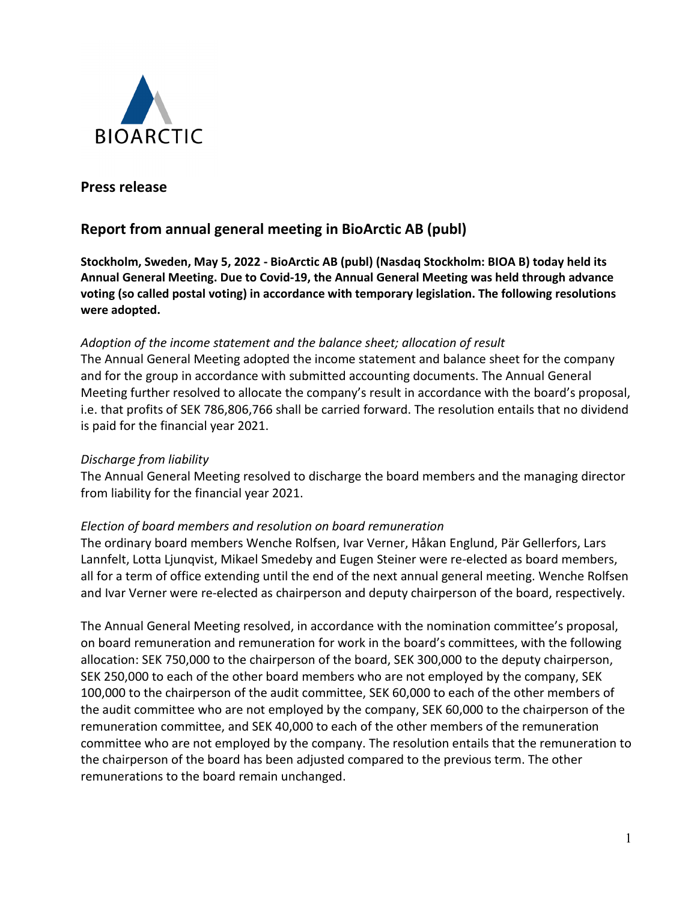BIOARCTIC

## Press release

# Report from annual general meeting in BioArctic AB (publ)

**Stockholm, Sweden, May 5, 2022 - BioArctic AB (publ) (Nasdaq Stockholm: BIOA B) today held its Annual General Meeting. Due to Covid-19, the Annual General Meeting was held through advance voting (so called postal voting) in accordance with temporary legislation. The following resolutions were adopted.**

*Adoption of the income statement and the balance sheet; allocation of result*

The Annual General Meeting adopted the income statement and balance sheet for the company and for the group in accordance with submitted accounting documents. The Annual General Meeting further resolved to allocate the company's result in accordance with the board's proposal, i.e. that profits of SEK 786,806,766 shall be carried forward. The resolution entails that no dividend is paid for the financial year 2021.

*Discharge from liability*

The Annual General Meeting resolved to discharge the board members and the managing director from liability for the financial year 2021.

*Election of board members and resolution on board remuneration*

The ordinary board members Wenche Rolfsen, Ivar Verner, Håkan Englund, Pär Gellerfors, Lars Lannfelt, Lotta Ljunqvist, Mikael Smedeby and Eugen Steiner were re-elected as board members, all for a term of office extending until the end of the next annual general meeting. Wenche Rolfsen and Ivar Verner were re-elected as chairperson and deputy chairperson of the board, respectively.

The Annual General Meeting resolved, in accordance with the nomination committee's proposal, on board remuneration and remuneration for work in the board's committees, with the following allocation: SEK 750,000 to the chairperson of the board, SEK 300,000 to the deputy chairperson, SEK 250,000 to each of the other board members who are not employed by the company, SEK 100,000 to the chairperson of the audit committee, SEK 60,000 to each of the other members of the audit committee who are not employed by the company, SEK 60,000 to the chairperson of the remuneration committee, and SEK 40,000 to each of the other members of the remuneration committee who are not employed by the company. The resolution entails that the remuneration to the chairperson of the board has been adjusted compared to the previous term. The other remunerations to the board remain unchanged.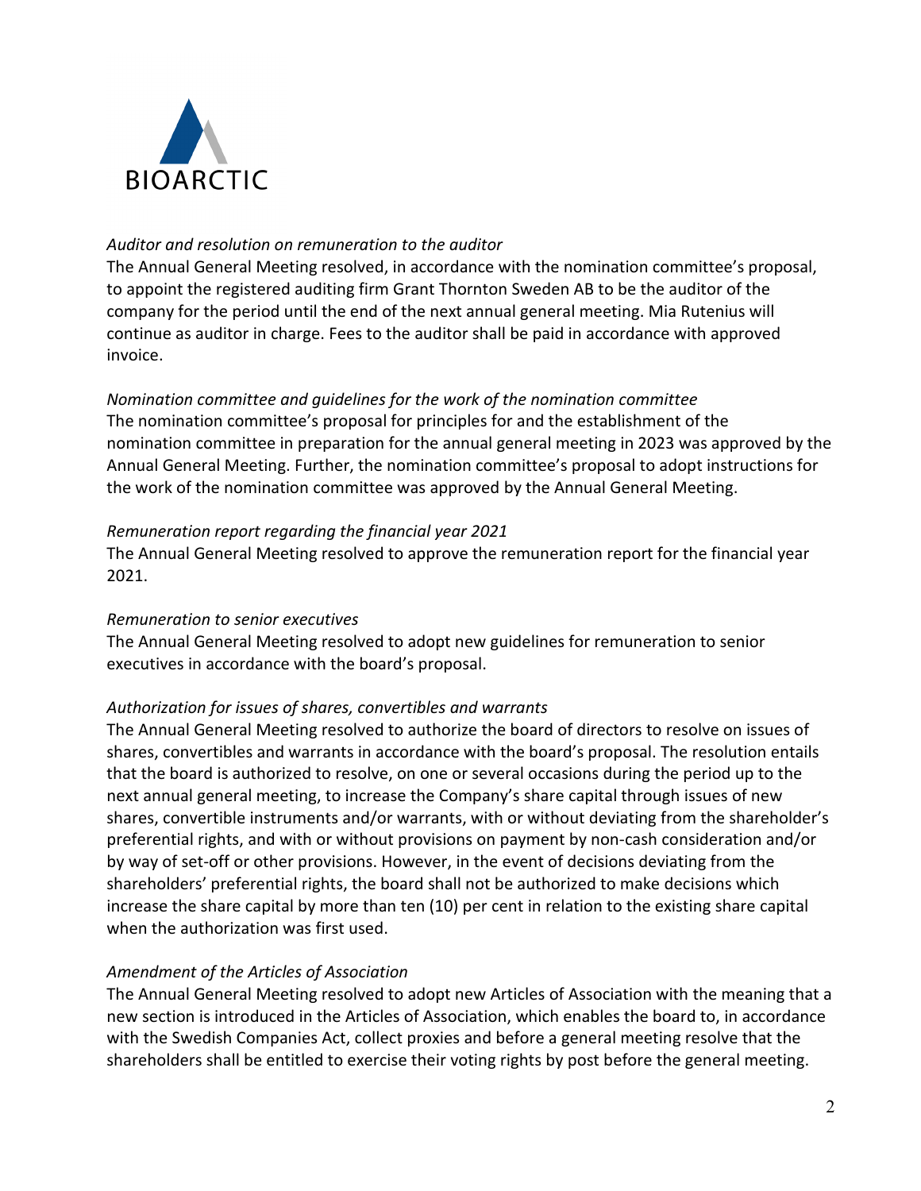*Auditor and resolution on remuneration to the auditor*

The Annual General Meeting resolved, in accordance with the nomination committee's proposal, to appoint the registered auditing firm Grant Thornton Sweden AB to be the auditor of the company for the period until the end of the next annual general meeting. Mia Rutenius will continue as auditor in charge. Fees to the auditor shall be paid in accordance with approved invoice.

*Nomination committee and guidelines for the work of the nomination committee*

The nomination committee's proposal for principles for and the establishment of the nomination committee in preparation for the annual general meeting in 2023 was approved by the Annual General Meeting. Further, the nomination committee's proposal to adopt instructions for the work of the nomination committee was approved by the Annual General Meeting.

*Remuneration report regarding the financial year 2021*

The Annual General Meeting resolved to approve the remuneration report for the financial year 2021.

*Remuneration to senior executives*

The Annual General Meeting resolved to adopt new guidelines for remuneration to senior executives in accordance with the board's proposal.

*Authorization for issues of shares, convertibles and warrants*

The Annual General Meeting resolved to authorize the board of directors to resolve on issues of shares, convertibles and warrants in accordance with the board's proposal. The resolution entails that the board is authorized to resolve, on one or several occasions during the period up to the next annual general meeting, to increase the Company's share capital through issues of new shares, convertible instruments and/or warrants, with or without deviating from the shareholder's preferential rights, and with or without provisions on payment by non-cash consideration and/or by way of set-off or other provisions. However, in the event of decisions deviating from the shareholders' preferential rights, the board shall not be authorized to make decisions which increase the share capital by more than ten (10) per cent in relation to the existing share capital when the authorization was first used.

*Amendment of the Articles of Association*

The Annual General Meeting resolved to adopt new Articles of Association with the meaning that a new section is introduced in the Articles of Association, which enables the board to, in accordance with the Swedish Companies Act, collect proxies and before a general meeting resolve that the shareholders shall be entitled to exercise their voting rights by post before the general meeting.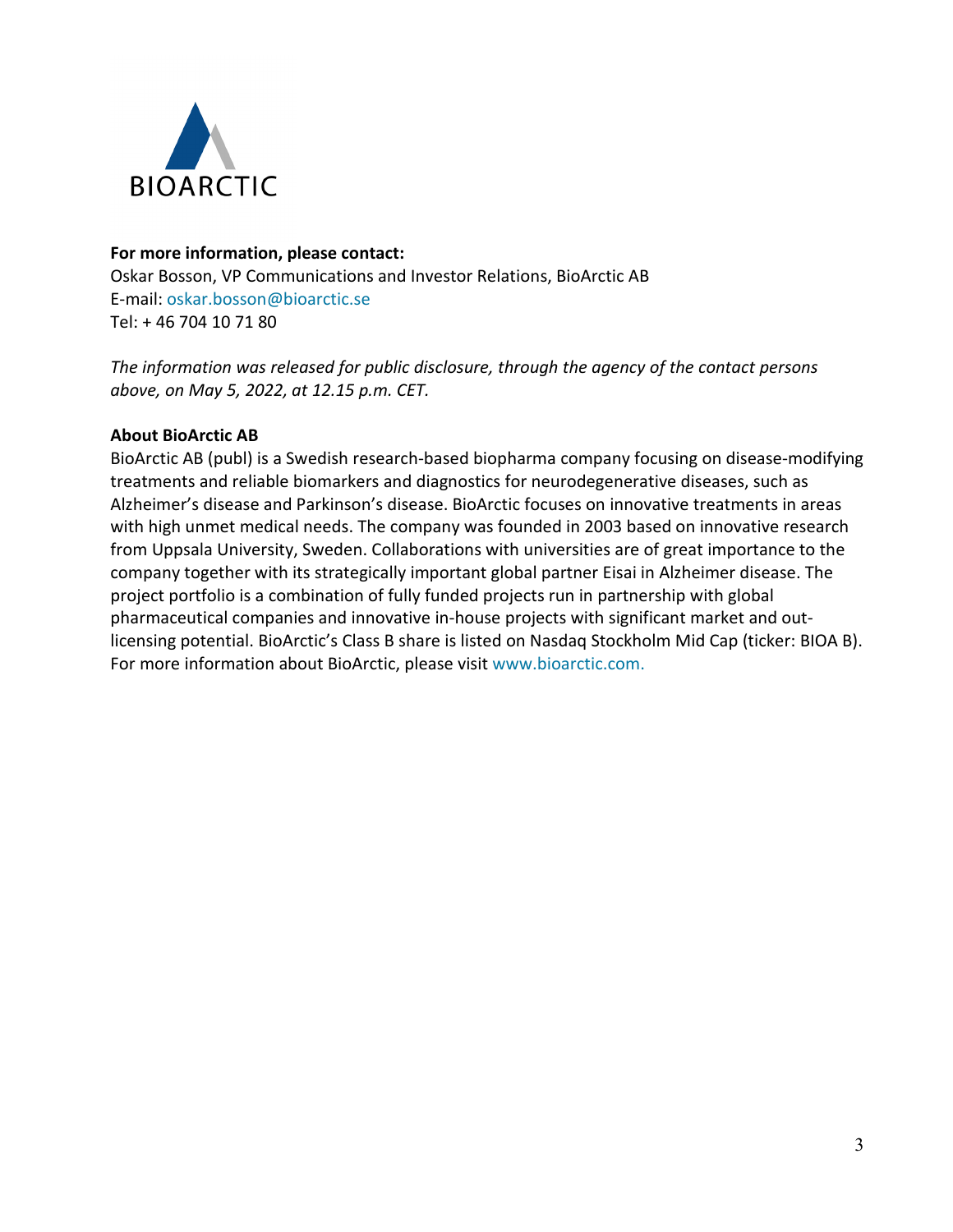**For more information, please contact:**
Oskar Bosson, VP Communications and Investor Relations, BioArctic AB
E-mail: oskar.bosson@bioarctic.se
Tel: + 46 704 10 71 80

*The information was released for public disclosure, through the agency of the contact persons above, on May 5, 2022, at 12.15 p.m. CET.*

**About BioArctic AB**

BioArctic AB (publ) is a Swedish research-based biopharma company focusing on disease-modifying treatments and reliable biomarkers and diagnostics for neurodegenerative diseases, such as Alzheimer's disease and Parkinson's disease. BioArctic focuses on innovative treatments in areas with high unmet medical needs. The company was founded in 2003 based on innovative research from Uppsala University, Sweden. Collaborations with universities are of great importance to the company together with its strategically important global partner Eisai in Alzheimer disease. The project portfolio is a combination of fully funded projects run in partnership with global pharmaceutical companies and innovative in-house projects with significant market and out-licensing potential. BioArctic's Class B share is listed on Nasdaq Stockholm Mid Cap (ticker: BIOA B). For more information about BioArctic, please visit www.bioarctic.com.